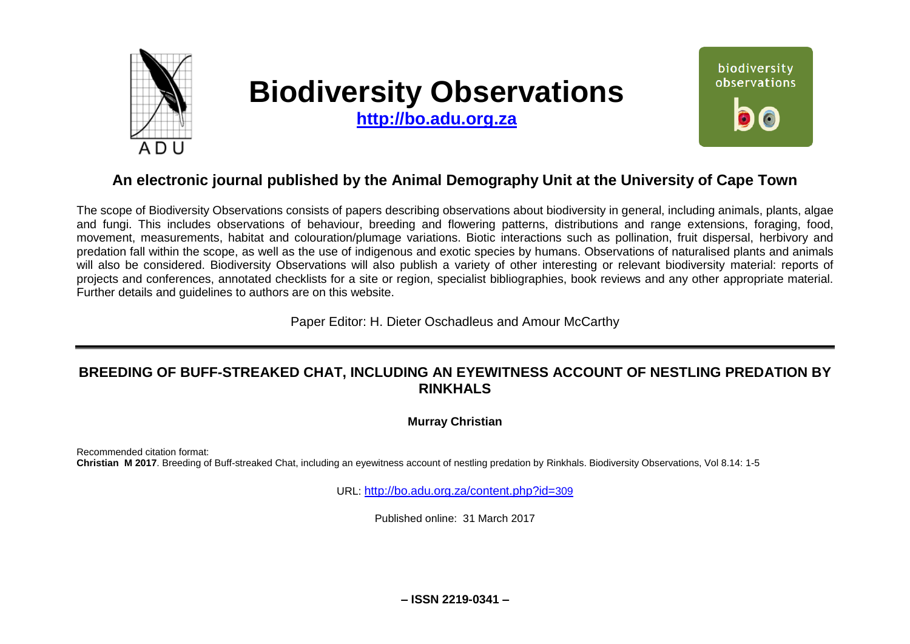# Biodiversity Observations

**http://bo.adu.org.za**

## An electronic journal published by the Animal Demography Unit at the University of Cape Town

The scope of Biodiversity Observations consists of papers describing observations about biodiversity in general, including animals, plants, algae and fungi. This includes observations of behaviour, breeding and flowering patterns, distributions and range extensions, foraging, food, movement, measurements, habitat and colouration/plumage variations. Biotic interactions such as pollination, fruit dispersal, herbivory and predation fall within the scope, as well as the use of indigenous and exotic species by humans. Observations of naturalised plants and animals will also be considered. Biodiversity Observations will also publish a variety of other interesting or relevant biodiversity material: reports of projects and conferences, annotated checklists for a site or region, specialist bibliographies, book reviews and any other appropriate material. Further details and guidelines to authors are on this website.

Paper Editor: H. Dieter Oschadleus and Amour McCarthy

---

# BREEDING OF BUFF-STREAKED CHAT, INCLUDING AN EYEWITNESS ACCOUNT OF NESTLING PREDATION BY RINKHALS

**Murray Christian**

Recommended citation format:
**Christian M 2017**. Breeding of Buff-streaked Chat, including an eyewitness account of nestling predation by Rinkhals. Biodiversity Observations, Vol 8.14: 1-5

URL: http://bo.adu.org.za/content.php?id=309

Published online: 31 March 2017

**– ISSN 2219-0341 –**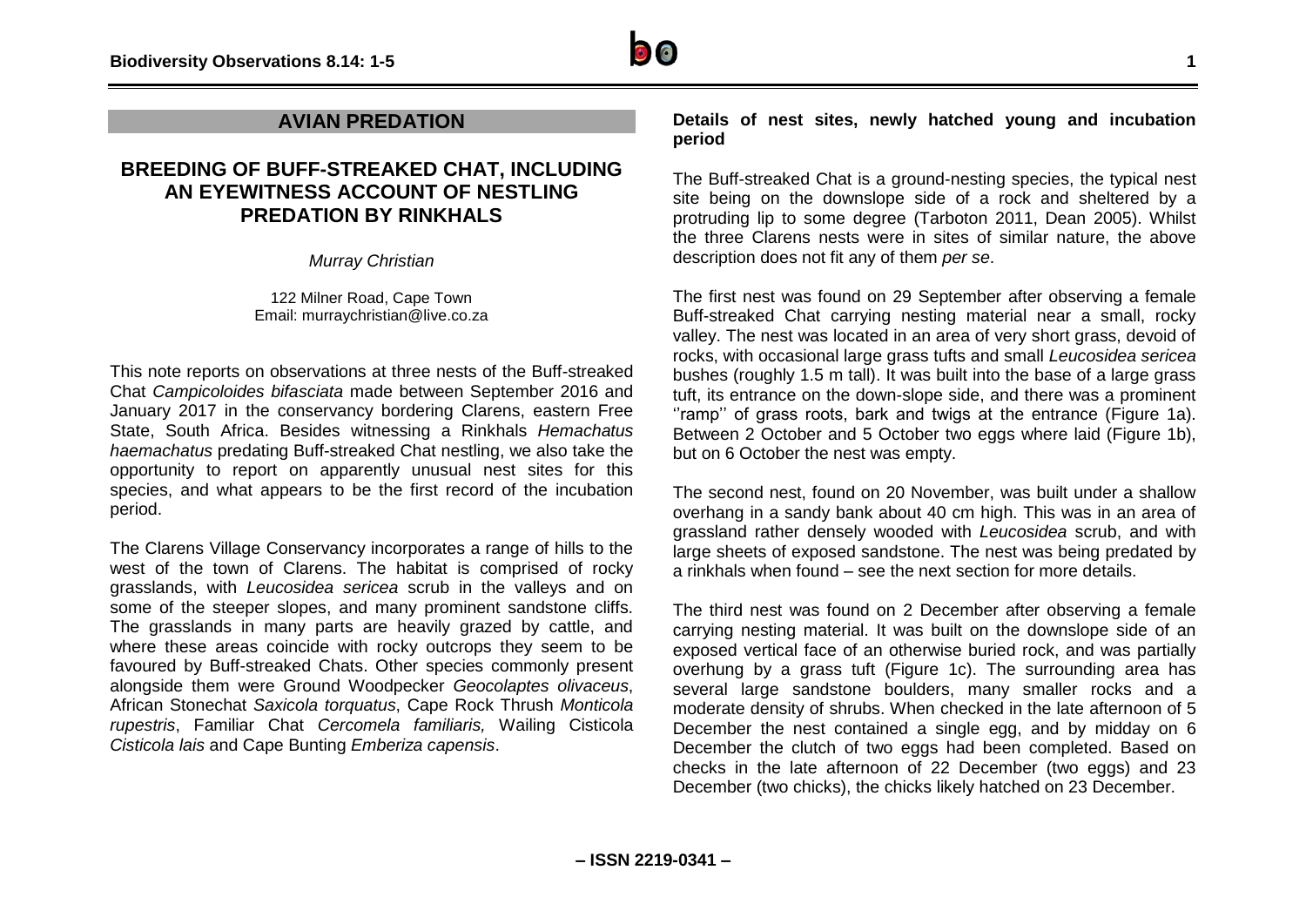## AVIAN PREDATION

# BREEDING OF BUFF-STREAKED CHAT, INCLUDING AN EYEWITNESS ACCOUNT OF NESTLING PREDATION BY RINKHALS

*Murray Christian*

122 Milner Road, Cape Town
Email: murraychristian@live.co.za

This note reports on observations at three nests of the Buff-streaked Chat *Campicoloides bifasciata* made between September 2016 and January 2017 in the conservancy bordering Clarens, eastern Free State, South Africa. Besides witnessing a Rinkhals *Hemachatus haemachatus* predating Buff-streaked Chat nestling, we also take the opportunity to report on apparently unusual nest sites for this species, and what appears to be the first record of the incubation period.

The Clarens Village Conservancy incorporates a range of hills to the west of the town of Clarens. The habitat is comprised of rocky grasslands, with *Leucosidea sericea* scrub in the valleys and on some of the steeper slopes, and many prominent sandstone cliffs. The grasslands in many parts are heavily grazed by cattle, and where these areas coincide with rocky outcrops they seem to be favoured by Buff-streaked Chats. Other species commonly present alongside them were Ground Woodpecker *Geocolaptes olivaceus*, African Stonechat *Saxicola torquatus*, Cape Rock Thrush *Monticola rupestris*, Familiar Chat *Cercomela familiaris,* Wailing Cisticola *Cisticola lais* and Cape Bunting *Emberiza capensis*.

**Details of nest sites, newly hatched young and incubation period**

The Buff-streaked Chat is a ground-nesting species, the typical nest site being on the downslope side of a rock and sheltered by a protruding lip to some degree (Tarboton 2011, Dean 2005). Whilst the three Clarens nests were in sites of similar nature, the above description does not fit any of them *per se*.

The first nest was found on 29 September after observing a female Buff-streaked Chat carrying nesting material near a small, rocky valley. The nest was located in an area of very short grass, devoid of rocks, with occasional large grass tufts and small *Leucosidea sericea* bushes (roughly 1.5 m tall). It was built into the base of a large grass tuft, its entrance on the down-slope side, and there was a prominent ''ramp'' of grass roots, bark and twigs at the entrance (Figure 1a). Between 2 October and 5 October two eggs where laid (Figure 1b), but on 6 October the nest was empty.

The second nest, found on 20 November, was built under a shallow overhang in a sandy bank about 40 cm high. This was in an area of grassland rather densely wooded with *Leucosidea* scrub, and with large sheets of exposed sandstone. The nest was being predated by a rinkhals when found – see the next section for more details.

The third nest was found on 2 December after observing a female carrying nesting material. It was built on the downslope side of an exposed vertical face of an otherwise buried rock, and was partially overhung by a grass tuft (Figure 1c). The surrounding area has several large sandstone boulders, many smaller rocks and a moderate density of shrubs. When checked in the late afternoon of 5 December the nest contained a single egg, and by midday on 6 December the clutch of two eggs had been completed. Based on checks in the late afternoon of 22 December (two eggs) and 23 December (two chicks), the chicks likely hatched on 23 December.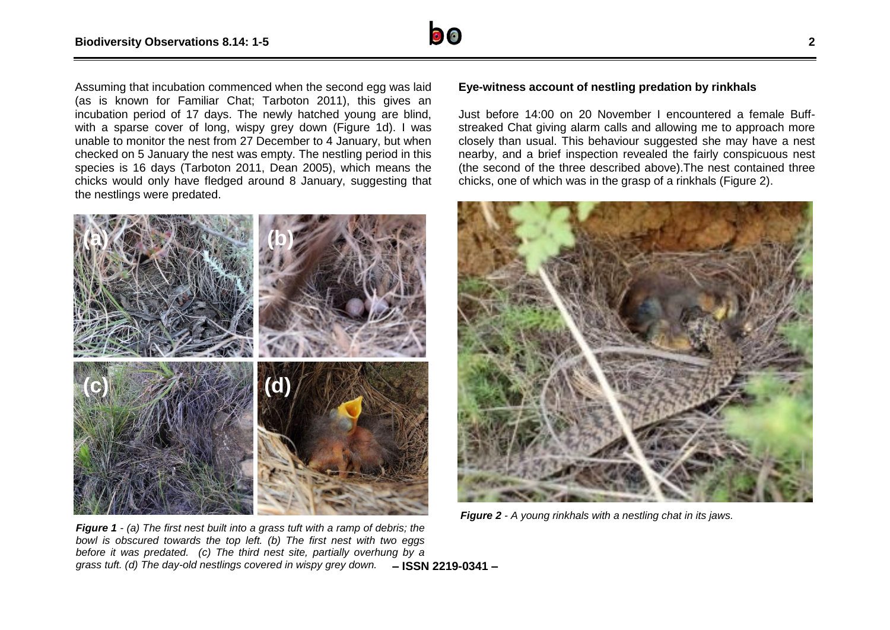Assuming that incubation commenced when the second egg was laid (as is known for Familiar Chat; Tarboton 2011), this gives an incubation period of 17 days. The newly hatched young are blind, with a sparse cover of long, wispy grey down (Figure 1d). I was unable to monitor the nest from 27 December to 4 January, but when checked on 5 January the nest was empty. The nestling period in this species is 16 days (Tarboton 2011, Dean 2005), which means the chicks would only have fledged around 8 January, suggesting that the nestlings were predated.

***Figure 1*** *- (a) The first nest built into a grass tuft with a ramp of debris; the bowl is obscured towards the top left. (b) The first nest with two eggs before it was predated. (c) The third nest site, partially overhung by a grass tuft. (d) The day-old nestlings covered in wispy grey down.*

### Eye-witness account of nestling predation by rinkhals

Just before 14:00 on 20 November I encountered a female Buff-streaked Chat giving alarm calls and allowing me to approach more closely than usual. This behaviour suggested she may have a nest nearby, and a brief inspection revealed the fairly conspicuous nest (the second of the three described above).The nest contained three chicks, one of which was in the grasp of a rinkhals (Figure 2).

***Figure 2*** *- A young rinkhals with a nestling chat in its jaws.*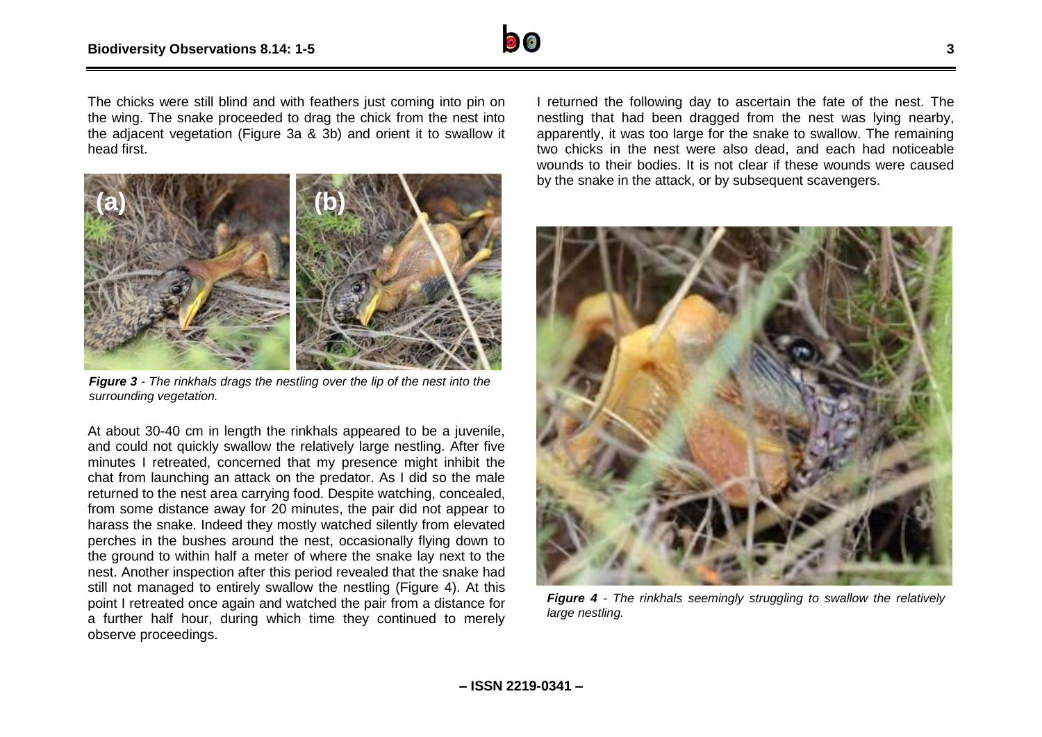The chicks were still blind and with feathers just coming into pin on the wing. The snake proceeded to drag the chick from the nest into the adjacent vegetation (Figure 3a & 3b) and orient it to swallow it head first.

***Figure 3*** *- The rinkhals drags the nestling over the lip of the nest into the surrounding vegetation.*

At about 30-40 cm in length the rinkhals appeared to be a juvenile, and could not quickly swallow the relatively large nestling. After five minutes I retreated, concerned that my presence might inhibit the chat from launching an attack on the predator. As I did so the male returned to the nest area carrying food. Despite watching, concealed, from some distance away for 20 minutes, the pair did not appear to harass the snake. Indeed they mostly watched silently from elevated perches in the bushes around the nest, occasionally flying down to the ground to within half a meter of where the snake lay next to the nest. Another inspection after this period revealed that the snake had still not managed to entirely swallow the nestling (Figure 4). At this point I retreated once again and watched the pair from a distance for a further half hour, during which time they continued to merely observe proceedings.

I returned the following day to ascertain the fate of the nest. The nestling that had been dragged from the nest was lying nearby, apparently, it was too large for the snake to swallow. The remaining two chicks in the nest were also dead, and each had noticeable wounds to their bodies. It is not clear if these wounds were caused by the snake in the attack, or by subsequent scavengers.

***Figure 4*** *- The rinkhals seemingly struggling to swallow the relatively large nestling.*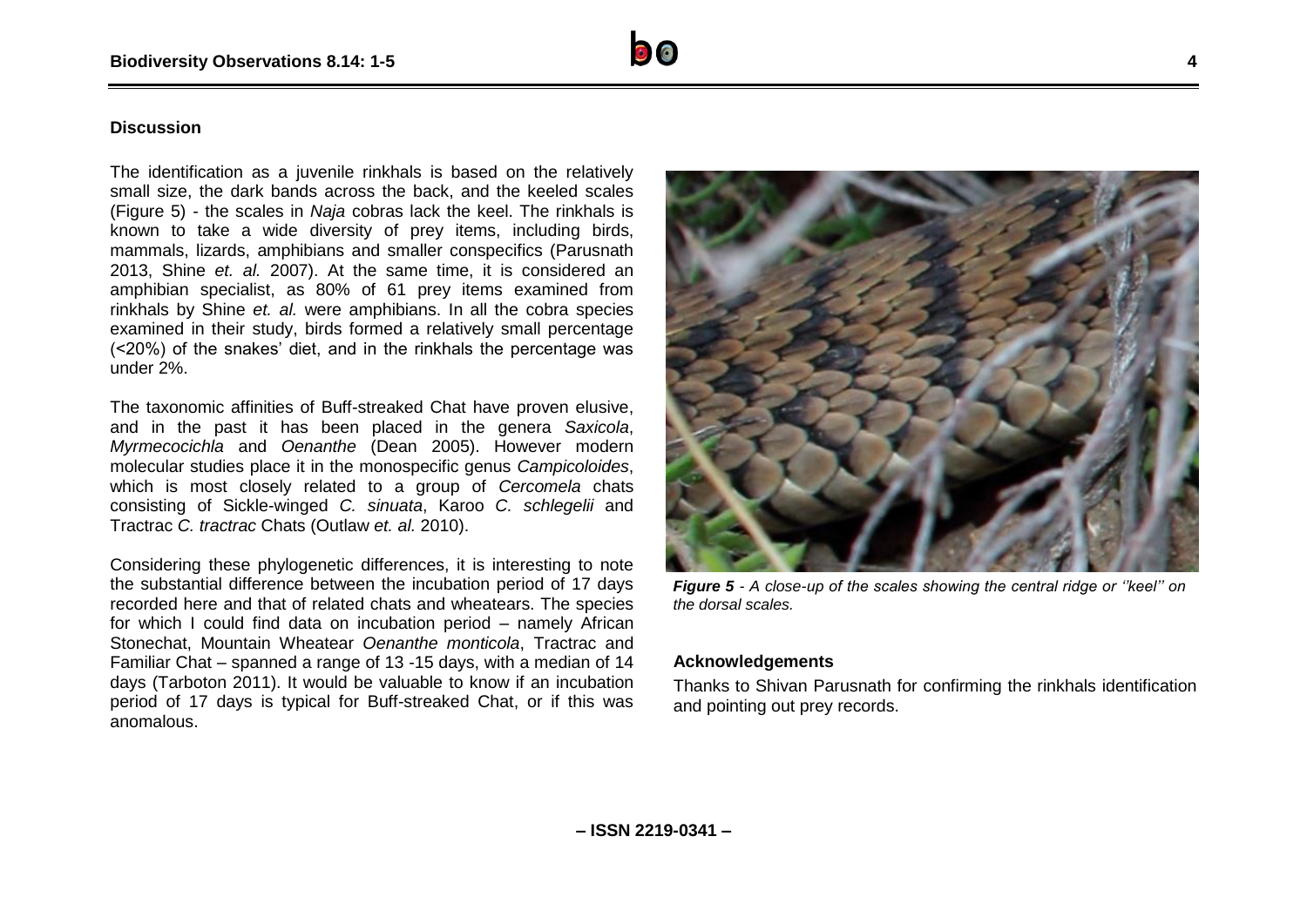## Discussion

The identification as a juvenile rinkhals is based on the relatively small size, the dark bands across the back, and the keeled scales (Figure 5) - the scales in *Naja* cobras lack the keel. The rinkhals is known to take a wide diversity of prey items, including birds, mammals, lizards, amphibians and smaller conspecifics (Parusnath 2013, Shine *et. al.* 2007). At the same time, it is considered an amphibian specialist, as 80% of 61 prey items examined from rinkhals by Shine *et. al.* were amphibians. In all the cobra species examined in their study, birds formed a relatively small percentage (<20%) of the snakes' diet, and in the rinkhals the percentage was under 2%.

The taxonomic affinities of Buff-streaked Chat have proven elusive, and in the past it has been placed in the genera *Saxicola*, *Myrmecocichla* and *Oenanthe* (Dean 2005). However modern molecular studies place it in the monospecific genus *Campicoloides*, which is most closely related to a group of *Cercomela* chats consisting of Sickle-winged *C. sinuata*, Karoo *C. schlegelii* and Tractrac *C. tractrac* Chats (Outlaw *et. al.* 2010).

Considering these phylogenetic differences, it is interesting to note the substantial difference between the incubation period of 17 days recorded here and that of related chats and wheatears. The species for which I could find data on incubation period – namely African Stonechat, Mountain Wheatear *Oenanthe monticola*, Tractrac and Familiar Chat – spanned a range of 13 -15 days, with a median of 14 days (Tarboton 2011). It would be valuable to know if an incubation period of 17 days is typical for Buff-streaked Chat, or if this was anomalous.

***Figure 5*** *- A close-up of the scales showing the central ridge or ''keel'' on the dorsal scales.*

### Acknowledgements

Thanks to Shivan Parusnath for confirming the rinkhals identification and pointing out prey records.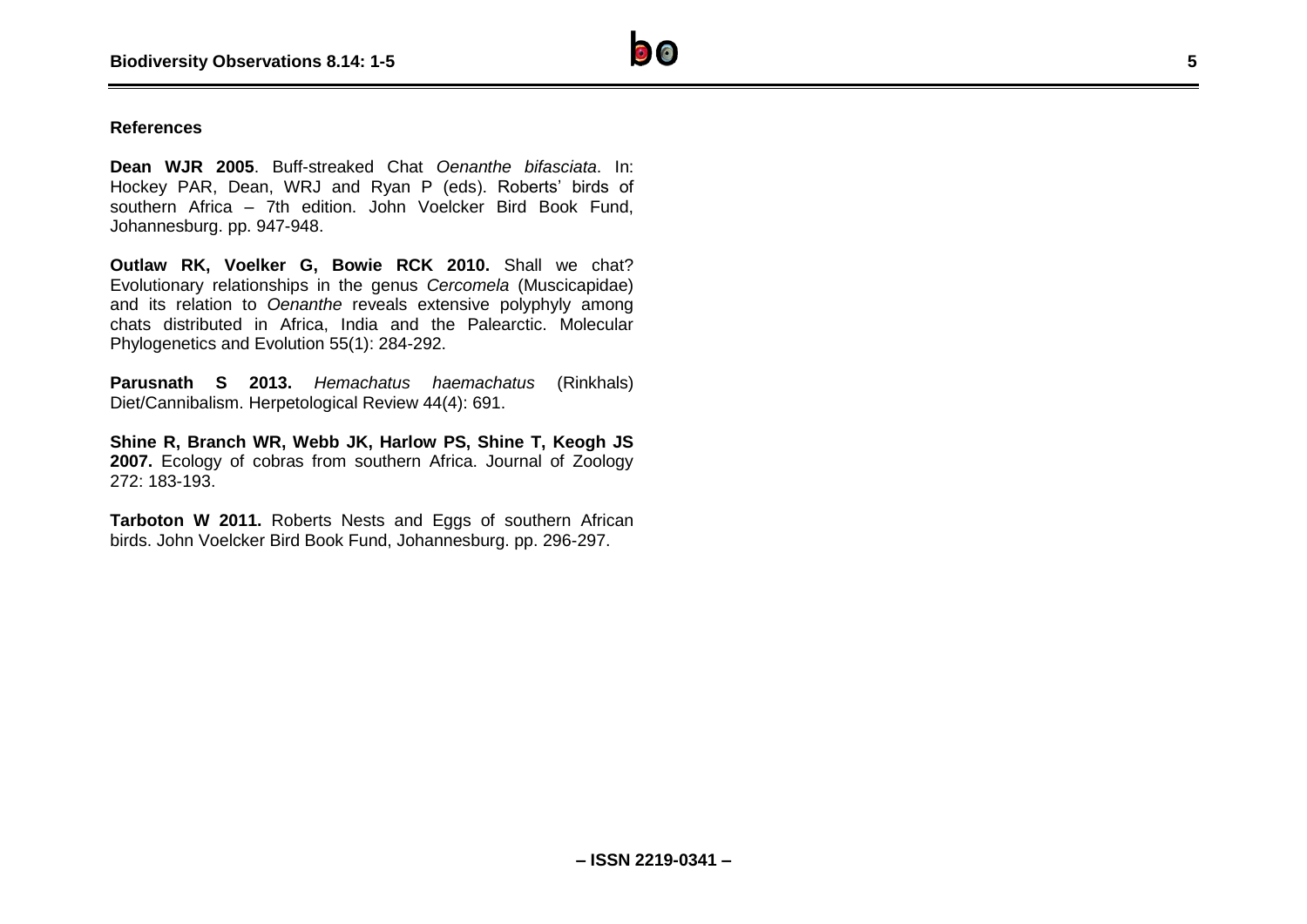## References

**Dean WJR 2005**. Buff-streaked Chat *Oenanthe bifasciata*. In: Hockey PAR, Dean, WRJ and Ryan P (eds). Roberts' birds of southern Africa – 7th edition. John Voelcker Bird Book Fund, Johannesburg. pp. 947-948.

**Outlaw RK, Voelker G, Bowie RCK 2010.** Shall we chat? Evolutionary relationships in the genus *Cercomela* (Muscicapidae) and its relation to *Oenanthe* reveals extensive polyphyly among chats distributed in Africa, India and the Palearctic. Molecular Phylogenetics and Evolution 55(1): 284-292.

**Parusnath S 2013.** *Hemachatus haemachatus* (Rinkhals) Diet/Cannibalism. Herpetological Review 44(4): 691.

**Shine R, Branch WR, Webb JK, Harlow PS, Shine T, Keogh JS 2007.** Ecology of cobras from southern Africa. Journal of Zoology 272: 183-193.

**Tarboton W 2011.** Roberts Nests and Eggs of southern African birds. John Voelcker Bird Book Fund, Johannesburg. pp. 296-297.